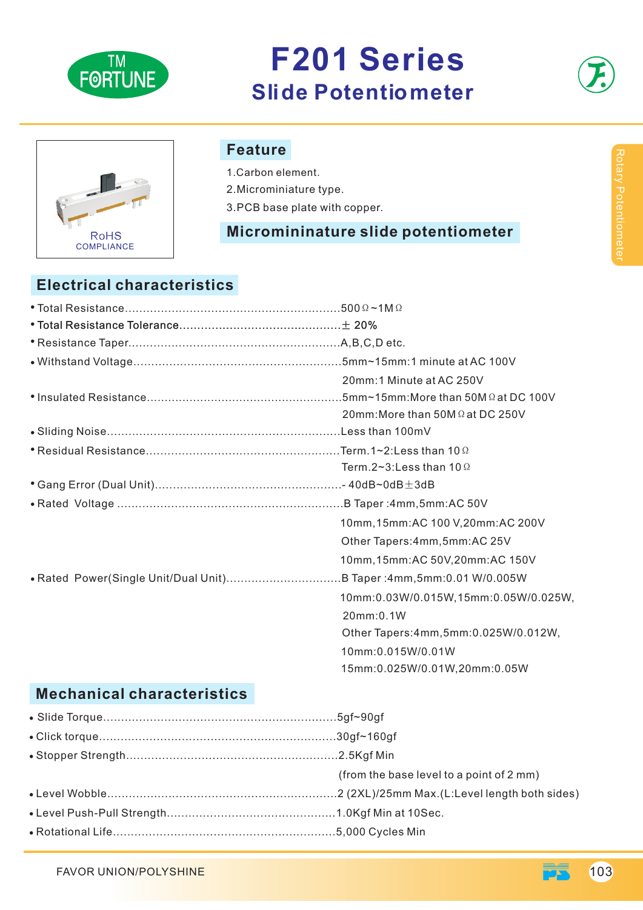# F201 Series

## Slide Potentiometer

RoHS COMPLIANCE

## Feature

1. Carbon element.
2. Microminiature type.
3. PCB base plate with copper.

## Micromininature slide potentiometer

## Electrical characteristics

- Total Resistance..........................................................500Ω~1MΩ
- Total Resistance Tolerance.............................................± 20%
- Resistance Taper..........................................................A,B,C,D etc.
- Withstand Voltage.........................................................5mm~15mm:1 minute at AC 100V
  20mm:1 Minute at AC 250V
- Insulated Resistance......................................................5mm~15mm:More than 50MΩ at DC 100V
  20mm:More than 50MΩ at DC 250V
- Sliding Noise................................................................Less than 100mV
- Residual Resistance......................................................Term.1~2:Less than 10Ω
  Term.2~3:Less than 10Ω
- Gang Error (Dual Unit)...................................................- 40dB~0dB±3dB
- Rated Voltage ..............................................................B Taper :4mm,5mm:AC 50V
  10mm,15mm:AC 100 V,20mm:AC 200V
  Other Tapers:4mm,5mm:AC 25V
  10mm,15mm:AC 50V,20mm:AC 150V
- Rated Power(Single Unit/Dual Unit)...............................B Taper :4mm,5mm:0.01 W/0.005W
  10mm:0.03W/0.015W,15mm:0.05W/0.025W,
  20mm:0.1W
  Other Tapers:4mm,5mm:0.025W/0.012W,
  10mm:0.015W/0.01W
  15mm:0.025W/0.01W,20mm:0.05W

## Mechanical characteristics

- Slide Torque................................................................5gf~90gf
- Click torque.................................................................30gf~160gf
- Stopper Strength..........................................................2.5Kgf Min
  (from the base level to a point of 2 mm)
- Level Wobble...............................................................2 (2XL)/25mm Max.(L:Level length both sides)
- Level Push-Pull Strength..............................................1.0Kgf Min at 10Sec.
- Rotational Life.............................................................5,000 Cycles Min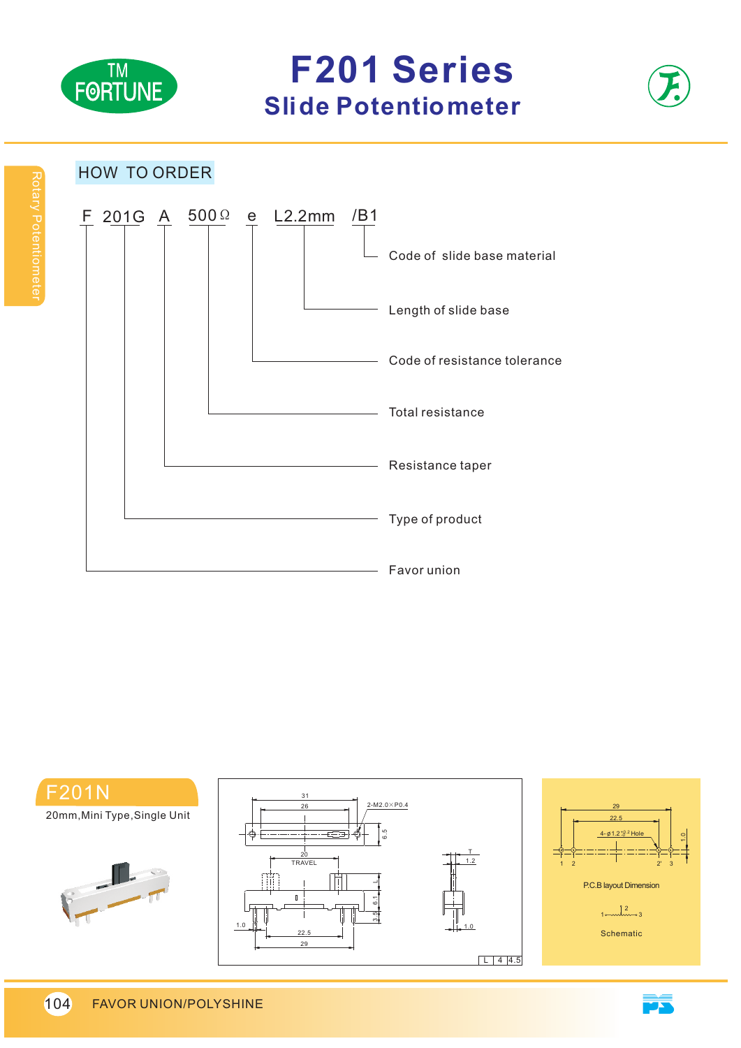# F201 Series

## Slide Potentiometer

Rotary Potentiometer

### HOW TO ORDER

F 201G A 500Ω e L2.2mm /B1

- /B1 — Code of slide base material
- L2.2mm — Length of slide base
- e — Code of resistance tolerance
- 500Ω — Total resistance
- A — Resistance taper
- 201G — Type of product
- F — Favor union

### F201N

20mm,Mini Type,Single Unit

31
26
2-M2.0×P0.4
6.5
20
TRAVEL
L
6.1
3.5
1.0
22.5
29
T
1.2
1.0

| L | 4 | 4.5 |
|---|---|---|

29
22.5
4-ø1.2 $^{+0.2}_{0}$ Hole
1.0
1 2 2' 3
P.C.B layout Dimension

1 2 3
Schematic

FAVOR UNION/POLYSHINE